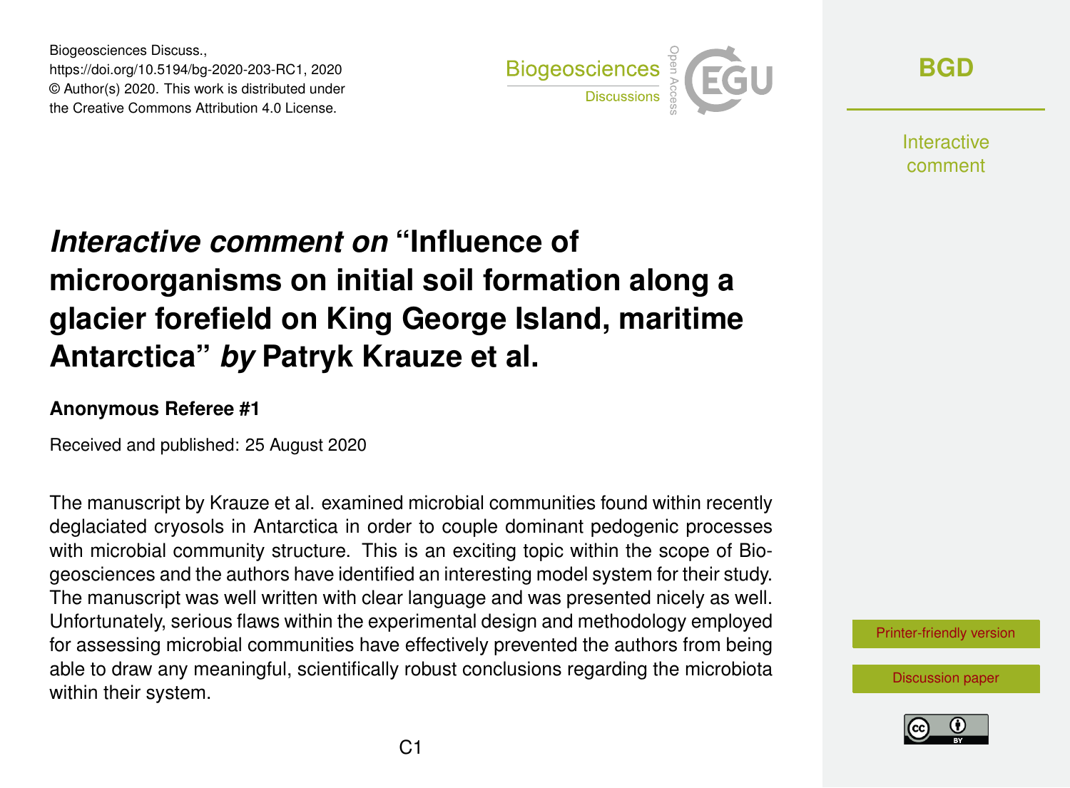Biogeosciences Discuss.,
https://doi.org/10.5194/bg-2020-203-RC1, 2020
© Author(s) 2020. This work is distributed under
the Creative Commons Attribution 4.0 License.

# *Interactive comment on* "Influence of microorganisms on initial soil formation along a glacier forefield on King George Island, maritime Antarctica" *by* Patryk Krauze et al.

**Anonymous Referee #1**

Received and published: 25 August 2020

The manuscript by Krauze et al. examined microbial communities found within recently deglaciated cryosols in Antarctica in order to couple dominant pedogenic processes with microbial community structure. This is an exciting topic within the scope of Biogeosciences and the authors have identified an interesting model system for their study. The manuscript was well written with clear language and was presented nicely as well. Unfortunately, serious flaws within the experimental design and methodology employed for assessing microbial communities have effectively prevented the authors from being able to draw any meaningful, scientifically robust conclusions regarding the microbiota within their system.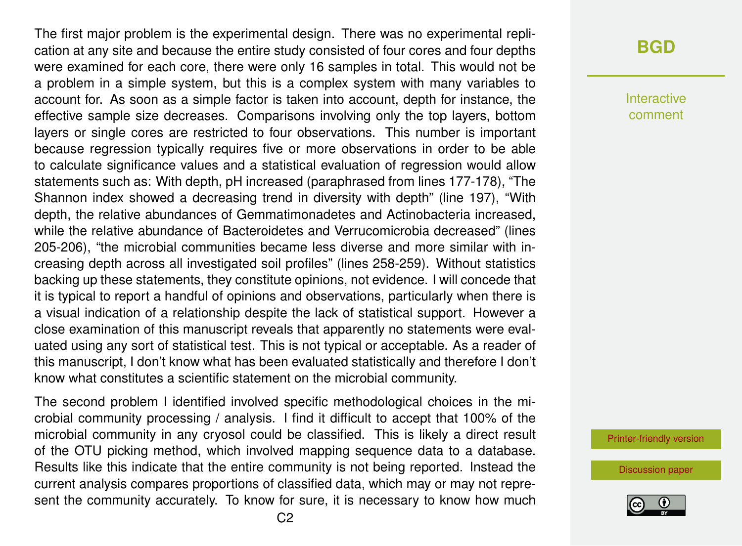The first major problem is the experimental design. There was no experimental replication at any site and because the entire study consisted of four cores and four depths were examined for each core, there were only 16 samples in total. This would not be a problem in a simple system, but this is a complex system with many variables to account for. As soon as a simple factor is taken into account, depth for instance, the effective sample size decreases. Comparisons involving only the top layers, bottom layers or single cores are restricted to four observations. This number is important because regression typically requires five or more observations in order to be able to calculate significance values and a statistical evaluation of regression would allow statements such as: With depth, pH increased (paraphrased from lines 177-178), "The Shannon index showed a decreasing trend in diversity with depth" (line 197), "With depth, the relative abundances of Gemmatimonadetes and Actinobacteria increased, while the relative abundance of Bacteroidetes and Verrucomicrobia decreased" (lines 205-206), "the microbial communities became less diverse and more similar with increasing depth across all investigated soil profiles" (lines 258-259). Without statistics backing up these statements, they constitute opinions, not evidence. I will concede that it is typical to report a handful of opinions and observations, particularly when there is a visual indication of a relationship despite the lack of statistical support. However a close examination of this manuscript reveals that apparently no statements were evaluated using any sort of statistical test. This is not typical or acceptable. As a reader of this manuscript, I don't know what has been evaluated statistically and therefore I don't know what constitutes a scientific statement on the microbial community.

The second problem I identified involved specific methodological choices in the microbial community processing / analysis. I find it difficult to accept that 100% of the microbial community in any cryosol could be classified. This is likely a direct result of the OTU picking method, which involved mapping sequence data to a database. Results like this indicate that the entire community is not being reported. Instead the current analysis compares proportions of classified data, which may or may not represent the community accurately. To know for sure, it is necessary to know how much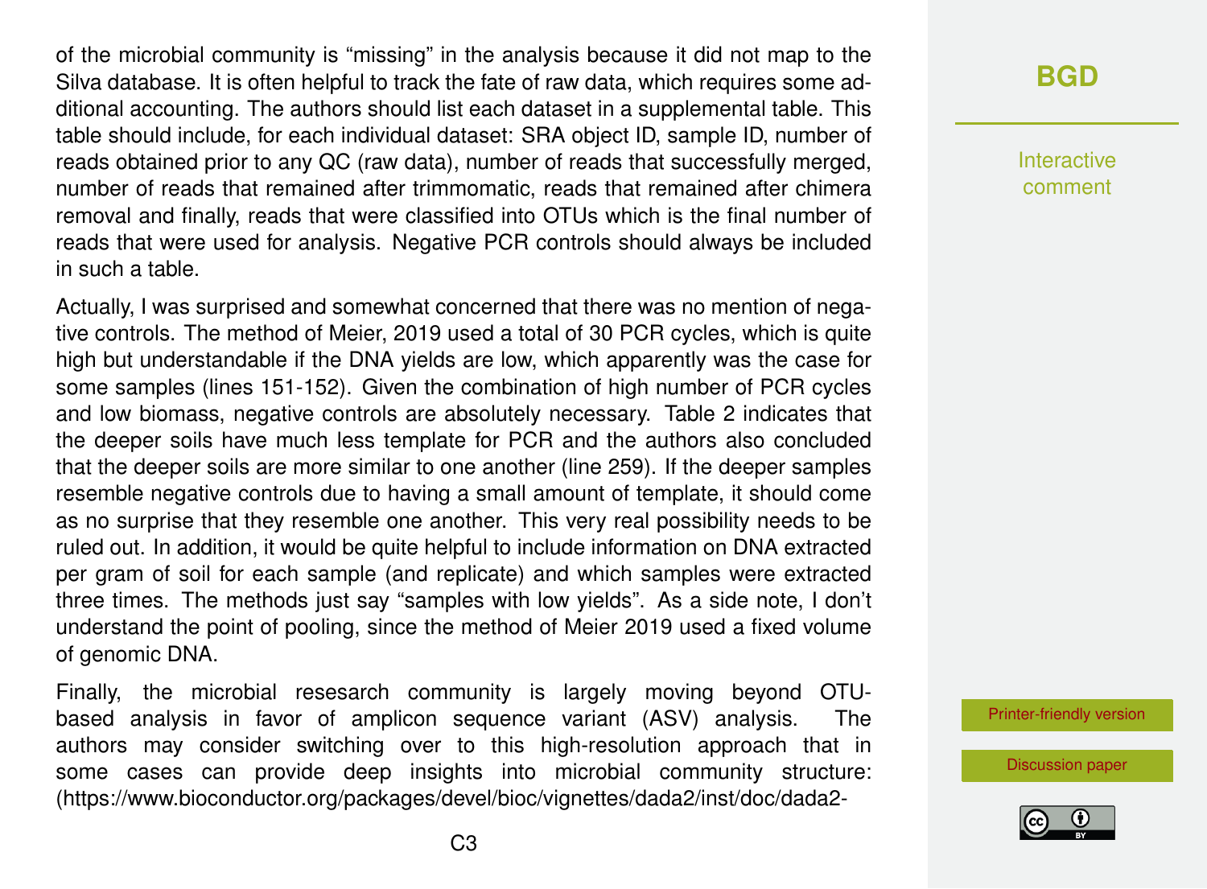of the microbial community is "missing" in the analysis because it did not map to the Silva database. It is often helpful to track the fate of raw data, which requires some additional accounting. The authors should list each dataset in a supplemental table. This table should include, for each individual dataset: SRA object ID, sample ID, number of reads obtained prior to any QC (raw data), number of reads that successfully merged, number of reads that remained after trimmomatic, reads that remained after chimera removal and finally, reads that were classified into OTUs which is the final number of reads that were used for analysis. Negative PCR controls should always be included in such a table.

Actually, I was surprised and somewhat concerned that there was no mention of negative controls. The method of Meier, 2019 used a total of 30 PCR cycles, which is quite high but understandable if the DNA yields are low, which apparently was the case for some samples (lines 151-152). Given the combination of high number of PCR cycles and low biomass, negative controls are absolutely necessary. Table 2 indicates that the deeper soils have much less template for PCR and the authors also concluded that the deeper soils are more similar to one another (line 259). If the deeper samples resemble negative controls due to having a small amount of template, it should come as no surprise that they resemble one another. This very real possibility needs to be ruled out. In addition, it would be quite helpful to include information on DNA extracted per gram of soil for each sample (and replicate) and which samples were extracted three times. The methods just say "samples with low yields". As a side note, I don't understand the point of pooling, since the method of Meier 2019 used a fixed volume of genomic DNA.

Finally, the microbial resesearch community is largely moving beyond OTU-based analysis in favor of amplicon sequence variant (ASV) analysis. The authors may consider switching over to this high-resolution approach that in some cases can provide deep insights into microbial community structure: (https://www.bioconductor.org/packages/devel/bioc/vignettes/dada2/inst/doc/dada2-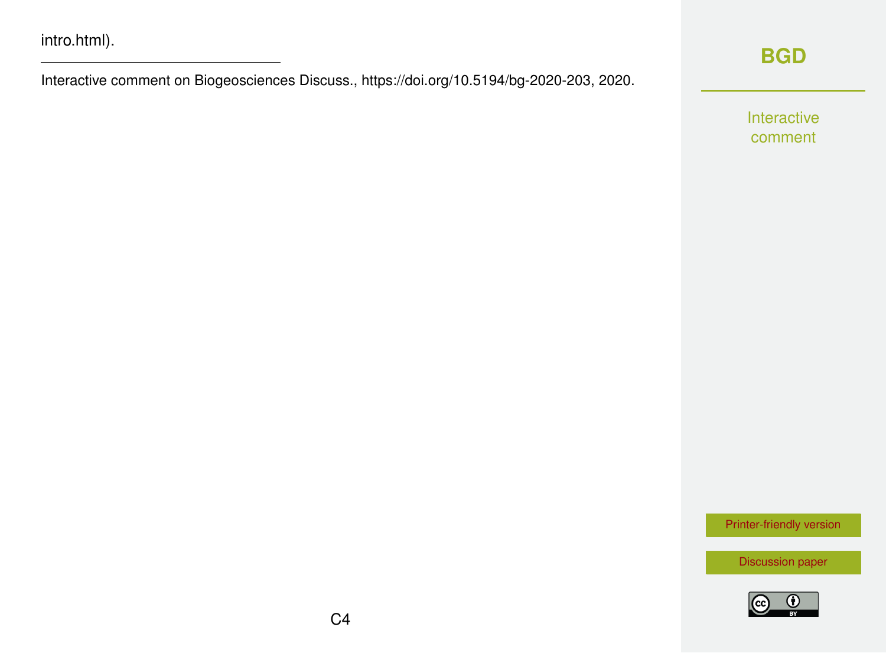intro.html).

---

Interactive comment on Biogeosciences Discuss., https://doi.org/10.5194/bg-2020-203, 2020.